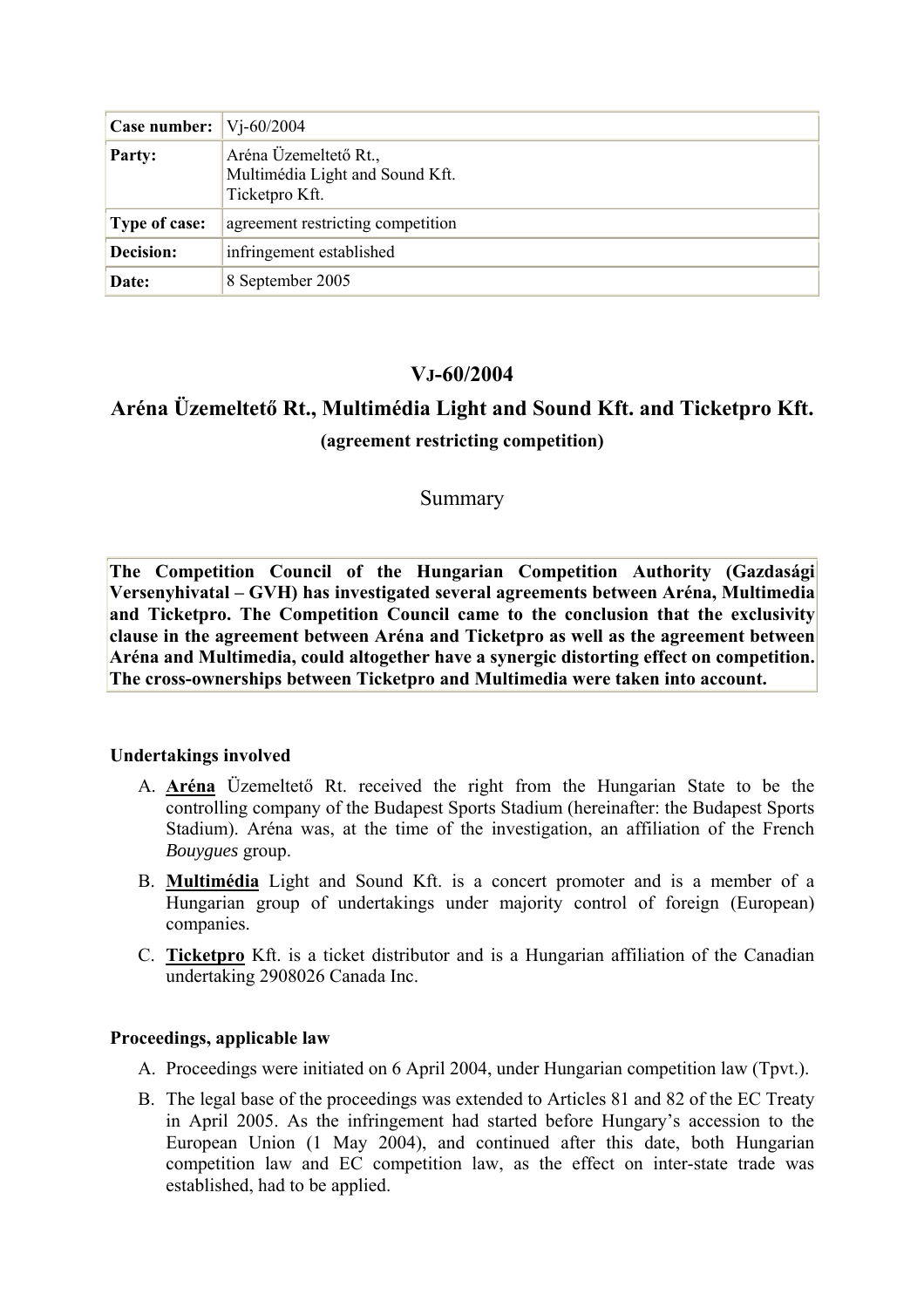| | |
|---|---|
| **Case number:** | Vj-60/2004 |
| **Party:** | Aréna Üzemeltető Rt.,<br>Multimédia Light and Sound Kft.<br>Ticketpro Kft. |
| **Type of case:** | agreement restricting competition |
| **Decision:** | infringement established |
| **Date:** | 8 September 2005 |

# VJ-60/2004

# Aréna Üzemeltető Rt., Multimédia Light and Sound Kft. and Ticketpro Kft.

**(agreement restricting competition)**

## Summary

**The Competition Council of the Hungarian Competition Authority (Gazdasági Versenyhivatal – GVH) has investigated several agreements between Aréna, Multimedia and Ticketpro. The Competition Council came to the conclusion that the exclusivity clause in the agreement between Aréna and Ticketpro as well as the agreement between Aréna and Multimedia, could altogether have a synergic distorting effect on competition. The cross-ownerships between Ticketpro and Multimedia were taken into account.**

**Undertakings involved**

A. **Aréna** Üzemeltető Rt. received the right from the Hungarian State to be the controlling company of the Budapest Sports Stadium (hereinafter: the Budapest Sports Stadium). Aréna was, at the time of the investigation, an affiliation of the French *Bouygues* group.
B. **Multimédia** Light and Sound Kft. is a concert promoter and is a member of a Hungarian group of undertakings under majority control of foreign (European) companies.
C. **Ticketpro** Kft. is a ticket distributor and is a Hungarian affiliation of the Canadian undertaking 2908026 Canada Inc.

**Proceedings, applicable law**

A. Proceedings were initiated on 6 April 2004, under Hungarian competition law (Tpvt.).
B. The legal base of the proceedings was extended to Articles 81 and 82 of the EC Treaty in April 2005. As the infringement had started before Hungary's accession to the European Union (1 May 2004), and continued after this date, both Hungarian competition law and EC competition law, as the effect on inter-state trade was established, had to be applied.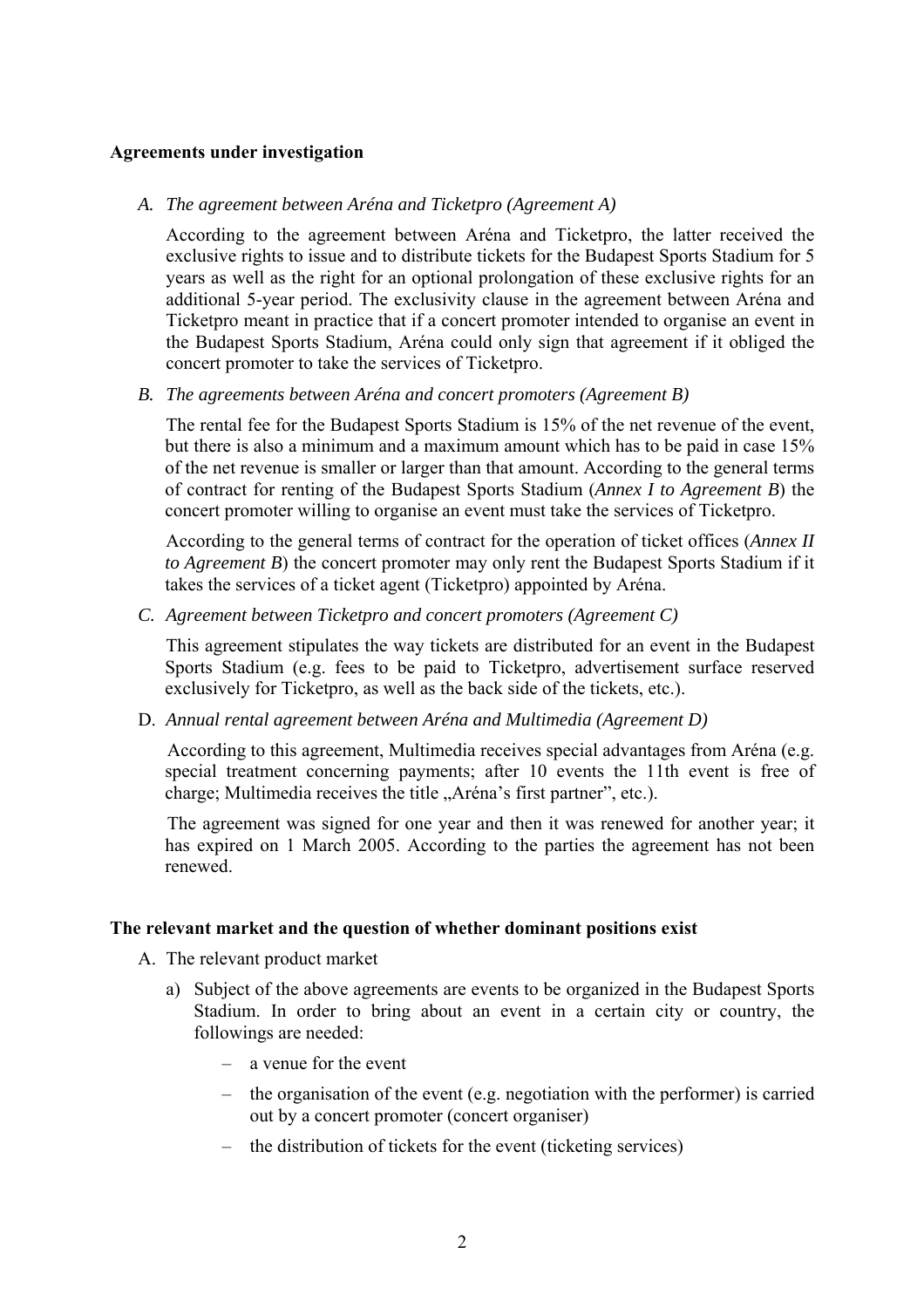**Agreements under investigation**

*A. The agreement between Aréna and Ticketpro (Agreement A)*

According to the agreement between Aréna and Ticketpro, the latter received the exclusive rights to issue and to distribute tickets for the Budapest Sports Stadium for 5 years as well as the right for an optional prolongation of these exclusive rights for an additional 5-year period. The exclusivity clause in the agreement between Aréna and Ticketpro meant in practice that if a concert promoter intended to organise an event in the Budapest Sports Stadium, Aréna could only sign that agreement if it obliged the concert promoter to take the services of Ticketpro.

*B. The agreements between Aréna and concert promoters (Agreement B)*

The rental fee for the Budapest Sports Stadium is 15% of the net revenue of the event, but there is also a minimum and a maximum amount which has to be paid in case 15% of the net revenue is smaller or larger than that amount. According to the general terms of contract for renting of the Budapest Sports Stadium (*Annex I to Agreement B*) the concert promoter willing to organise an event must take the services of Ticketpro.

According to the general terms of contract for the operation of ticket offices (*Annex II to Agreement B*) the concert promoter may only rent the Budapest Sports Stadium if it takes the services of a ticket agent (Ticketpro) appointed by Aréna.

*C. Agreement between Ticketpro and concert promoters (Agreement C)*

This agreement stipulates the way tickets are distributed for an event in the Budapest Sports Stadium (e.g. fees to be paid to Ticketpro, advertisement surface reserved exclusively for Ticketpro, as well as the back side of the tickets, etc.).

D. *Annual rental agreement between Aréna and Multimedia (Agreement D)*

According to this agreement, Multimedia receives special advantages from Aréna (e.g. special treatment concerning payments; after 10 events the 11th event is free of charge; Multimedia receives the title „Aréna's first partner", etc.).

The agreement was signed for one year and then it was renewed for another year; it has expired on 1 March 2005. According to the parties the agreement has not been renewed.

**The relevant market and the question of whether dominant positions exist**

A. The relevant product market

a) Subject of the above agreements are events to be organized in the Budapest Sports Stadium. In order to bring about an event in a certain city or country, the followings are needed:

   – a venue for the event

   – the organisation of the event (e.g. negotiation with the performer) is carried out by a concert promoter (concert organiser)

   – the distribution of tickets for the event (ticketing services)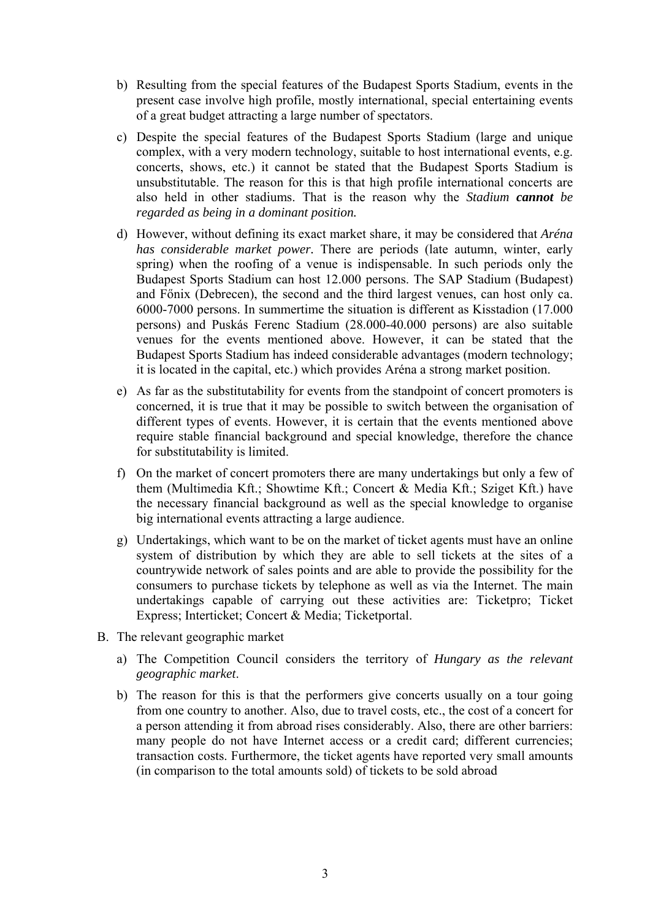b) Resulting from the special features of the Budapest Sports Stadium, events in the present case involve high profile, mostly international, special entertaining events of a great budget attracting a large number of spectators.

c) Despite the special features of the Budapest Sports Stadium (large and unique complex, with a very modern technology, suitable to host international events, e.g. concerts, shows, etc.) it cannot be stated that the Budapest Sports Stadium is unsubstitutable. The reason for this is that high profile international concerts are also held in other stadiums. That is the reason why the *Stadium **cannot** be regarded as being in a dominant position.*

d) However, without defining its exact market share, it may be considered that *Aréna has considerable market power.* There are periods (late autumn, winter, early spring) when the roofing of a venue is indispensable. In such periods only the Budapest Sports Stadium can host 12.000 persons. The SAP Stadium (Budapest) and Főnix (Debrecen), the second and the third largest venues, can host only ca. 6000-7000 persons. In summertime the situation is different as Kisstadion (17.000 persons) and Puskás Ferenc Stadium (28.000-40.000 persons) are also suitable venues for the events mentioned above. However, it can be stated that the Budapest Sports Stadium has indeed considerable advantages (modern technology; it is located in the capital, etc.) which provides Aréna a strong market position.

e) As far as the substitutability for events from the standpoint of concert promoters is concerned, it is true that it may be possible to switch between the organisation of different types of events. However, it is certain that the events mentioned above require stable financial background and special knowledge, therefore the chance for substitutability is limited.

f) On the market of concert promoters there are many undertakings but only a few of them (Multimedia Kft.; Showtime Kft.; Concert & Media Kft.; Sziget Kft.) have the necessary financial background as well as the special knowledge to organise big international events attracting a large audience.

g) Undertakings, which want to be on the market of ticket agents must have an online system of distribution by which they are able to sell tickets at the sites of a countrywide network of sales points and are able to provide the possibility for the consumers to purchase tickets by telephone as well as via the Internet. The main undertakings capable of carrying out these activities are: Ticketpro; Ticket Express; Interticket; Concert & Media; Ticketportal.

B. The relevant geographic market

a) The Competition Council considers the territory of *Hungary as the relevant geographic market*.

b) The reason for this is that the performers give concerts usually on a tour going from one country to another. Also, due to travel costs, etc., the cost of a concert for a person attending it from abroad rises considerably. Also, there are other barriers: many people do not have Internet access or a credit card; different currencies; transaction costs. Furthermore, the ticket agents have reported very small amounts (in comparison to the total amounts sold) of tickets to be sold abroad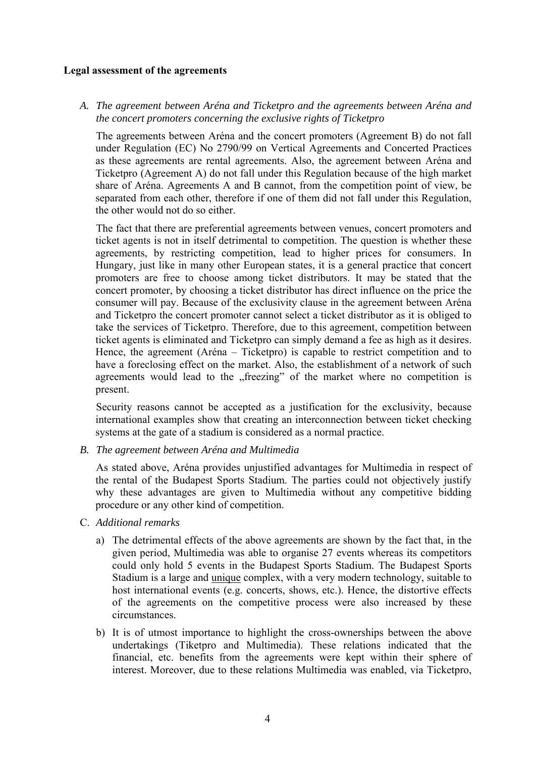**Legal assessment of the agreements**

*A. The agreement between Aréna and Ticketpro and the agreements between Aréna and the concert promoters concerning the exclusive rights of Ticketpro*

The agreements between Aréna and the concert promoters (Agreement B) do not fall under Regulation (EC) No 2790/99 on Vertical Agreements and Concerted Practices as these agreements are rental agreements. Also, the agreement between Aréna and Ticketpro (Agreement A) do not fall under this Regulation because of the high market share of Aréna. Agreements A and B cannot, from the competition point of view, be separated from each other, therefore if one of them did not fall under this Regulation, the other would not do so either.

The fact that there are preferential agreements between venues, concert promoters and ticket agents is not in itself detrimental to competition. The question is whether these agreements, by restricting competition, lead to higher prices for consumers. In Hungary, just like in many other European states, it is a general practice that concert promoters are free to choose among ticket distributors. It may be stated that the concert promoter, by choosing a ticket distributor has direct influence on the price the consumer will pay. Because of the exclusivity clause in the agreement between Aréna and Ticketpro the concert promoter cannot select a ticket distributor as it is obliged to take the services of Ticketpro. Therefore, due to this agreement, competition between ticket agents is eliminated and Ticketpro can simply demand a fee as high as it desires. Hence, the agreement (Aréna – Ticketpro) is capable to restrict competition and to have a foreclosing effect on the market. Also, the establishment of a network of such agreements would lead to the „freezing" of the market where no competition is present.

Security reasons cannot be accepted as a justification for the exclusivity, because international examples show that creating an interconnection between ticket checking systems at the gate of a stadium is considered as a normal practice.

*B. The agreement between Aréna and Multimedia*

As stated above, Aréna provides unjustified advantages for Multimedia in respect of the rental of the Budapest Sports Stadium. The parties could not objectively justify why these advantages are given to Multimedia without any competitive bidding procedure or any other kind of competition.

C. *Additional remarks*

a) The detrimental effects of the above agreements are shown by the fact that, in the given period, Multimedia was able to organise 27 events whereas its competitors could only hold 5 events in the Budapest Sports Stadium. The Budapest Sports Stadium is a large and <u>unique</u> complex, with a very modern technology, suitable to host international events (e.g. concerts, shows, etc.). Hence, the distortive effects of the agreements on the competitive process were also increased by these circumstances.

b) It is of utmost importance to highlight the cross-ownerships between the above undertakings (Tiketpro and Multimedia). These relations indicated that the financial, etc. benefits from the agreements were kept within their sphere of interest. Moreover, due to these relations Multimedia was enabled, via Ticketpro,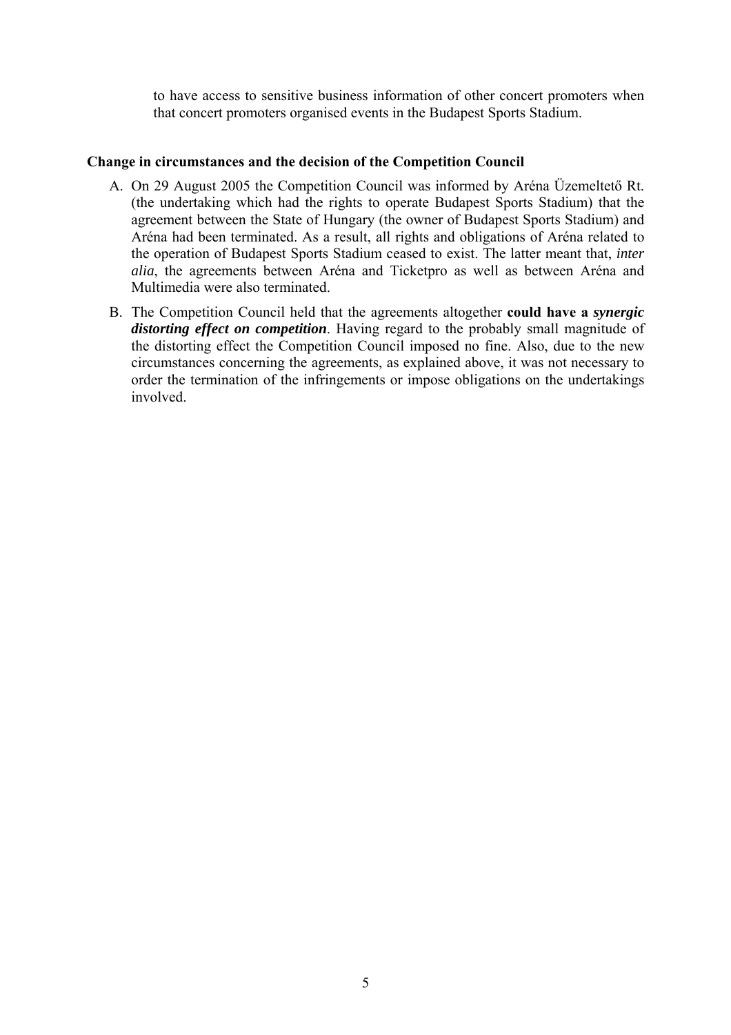to have access to sensitive business information of other concert promoters when that concert promoters organised events in the Budapest Sports Stadium.

**Change in circumstances and the decision of the Competition Council**

A. On 29 August 2005 the Competition Council was informed by Aréna Üzemeltető Rt. (the undertaking which had the rights to operate Budapest Sports Stadium) that the agreement between the State of Hungary (the owner of Budapest Sports Stadium) and Aréna had been terminated. As a result, all rights and obligations of Aréna related to the operation of Budapest Sports Stadium ceased to exist. The latter meant that, *inter alia*, the agreements between Aréna and Ticketpro as well as between Aréna and Multimedia were also terminated.

B. The Competition Council held that the agreements altogether **could have a *synergic distorting effect on competition***. Having regard to the probably small magnitude of the distorting effect the Competition Council imposed no fine. Also, due to the new circumstances concerning the agreements, as explained above, it was not necessary to order the termination of the infringements or impose obligations on the undertakings involved.